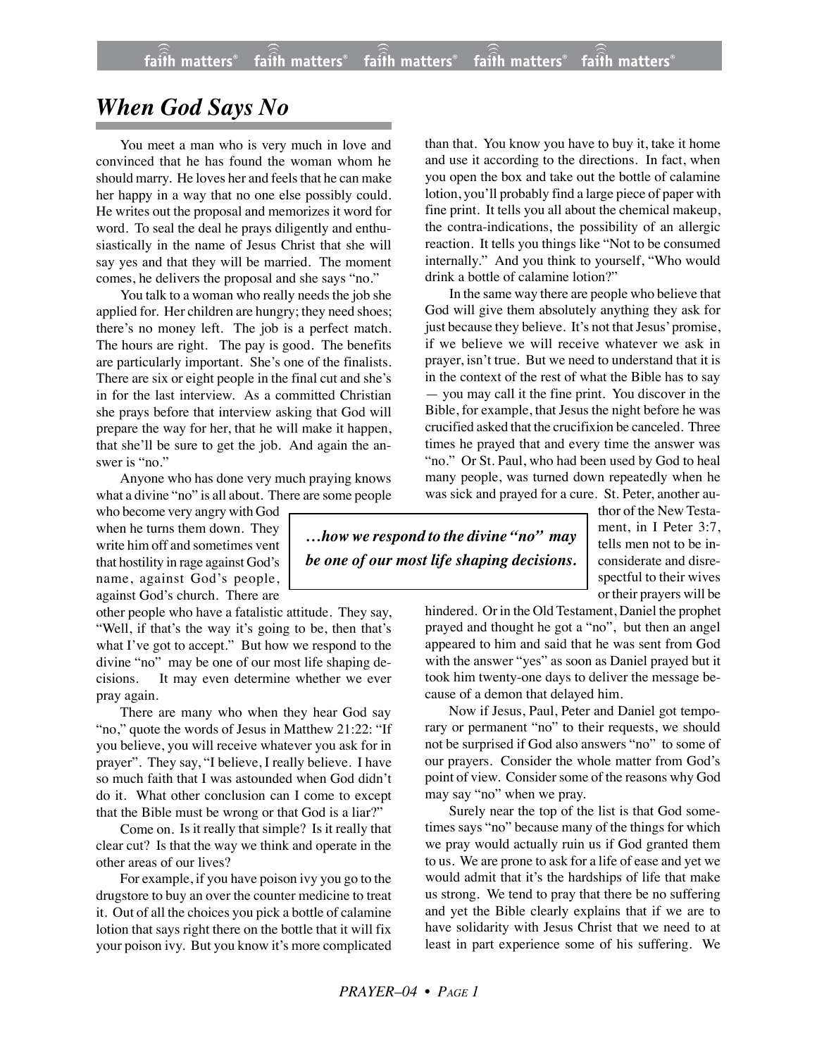# *When God Says No*

You meet a man who is very much in love and convinced that he has found the woman whom he should marry. He loves her and feels that he can make her happy in a way that no one else possibly could. He writes out the proposal and memorizes it word for word. To seal the deal he prays diligently and enthusiastically in the name of Jesus Christ that she will say yes and that they will be married. The moment comes, he delivers the proposal and she says "no."

You talk to a woman who really needs the job she applied for. Her children are hungry; they need shoes; there's no money left. The job is a perfect match. The hours are right. The pay is good. The benefits are particularly important. She's one of the finalists. There are six or eight people in the final cut and she's in for the last interview. As a committed Christian she prays before that interview asking that God will prepare the way for her, that he will make it happen, that she'll be sure to get the job. And again the answer is "no."

Anyone who has done very much praying knows what a divine "no" is all about. There are some people who become very angry with God when he turns them down. They write him off and sometimes vent that hostility in rage against God's name, against God's people, against God's church. There are other people who have a fatalistic attitude. They say, "Well, if that's the way it's going to be, then that's what I've got to accept." But how we respond to the divine "no" may be one of our most life shaping decisions. It may even determine whether we ever pray again.

> ***…how we respond to the divine "no" may be one of our most life shaping decisions.***

There are many who when they hear God say "no," quote the words of Jesus in Matthew 21:22: "If you believe, you will receive whatever you ask for in prayer". They say, "I believe, I really believe. I have so much faith that I was astounded when God didn't do it. What other conclusion can I come to except that the Bible must be wrong or that God is a liar?"

Come on. Is it really that simple? Is it really that clear cut? Is that the way we think and operate in the other areas of our lives?

For example, if you have poison ivy you go to the drugstore to buy an over the counter medicine to treat it. Out of all the choices you pick a bottle of calamine lotion that says right there on the bottle that it will fix your poison ivy. But you know it's more complicated than that. You know you have to buy it, take it home and use it according to the directions. In fact, when you open the box and take out the bottle of calamine lotion, you'll probably find a large piece of paper with fine print. It tells you all about the chemical makeup, the contra-indications, the possibility of an allergic reaction. It tells you things like "Not to be consumed internally." And you think to yourself, "Who would drink a bottle of calamine lotion?"

In the same way there are people who believe that God will give them absolutely anything they ask for just because they believe. It's not that Jesus' promise, if we believe we will receive whatever we ask in prayer, isn't true. But we need to understand that it is in the context of the rest of what the Bible has to say — you may call it the fine print. You discover in the Bible, for example, that Jesus the night before he was crucified asked that the crucifixion be canceled. Three times he prayed that and every time the answer was "no." Or St. Paul, who had been used by God to heal many people, was turned down repeatedly when he was sick and prayed for a cure. St. Peter, another author of the New Testament, in I Peter 3:7, tells men not to be inconsiderate and disrespectful to their wives or their prayers will be hindered. Or in the Old Testament, Daniel the prophet prayed and thought he got a "no", but then an angel appeared to him and said that he was sent from God with the answer "yes" as soon as Daniel prayed but it took him twenty-one days to deliver the message because of a demon that delayed him.

Now if Jesus, Paul, Peter and Daniel got temporary or permanent "no" to their requests, we should not be surprised if God also answers "no" to some of our prayers. Consider the whole matter from God's point of view. Consider some of the reasons why God may say "no" when we pray.

Surely near the top of the list is that God sometimes says "no" because many of the things for which we pray would actually ruin us if God granted them to us. We are prone to ask for a life of ease and yet we would admit that it's the hardships of life that make us strong. We tend to pray that there be no suffering and yet the Bible clearly explains that if we are to have solidarity with Jesus Christ that we need to at least in part experience some of his suffering. We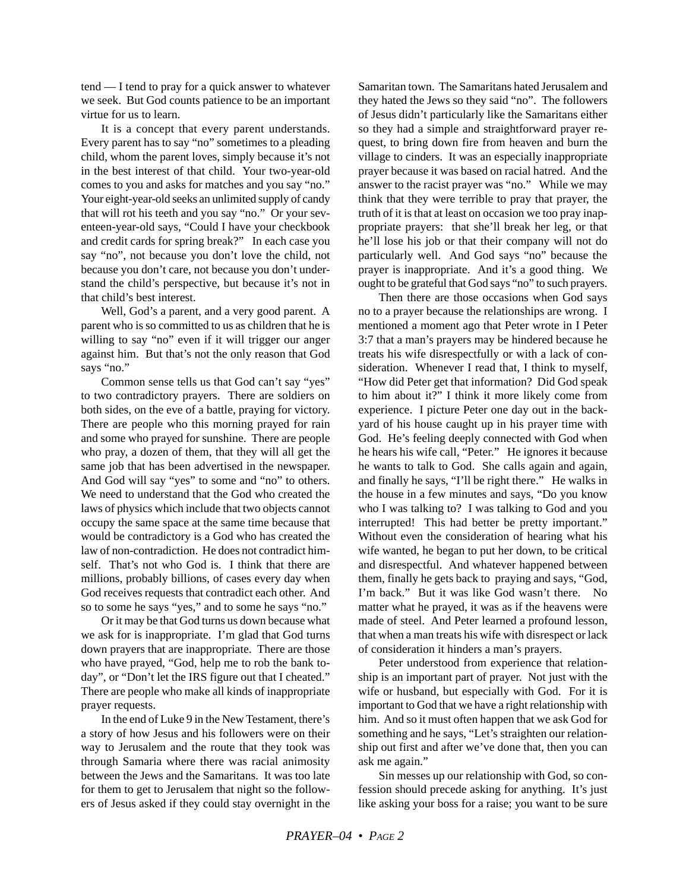tend — I tend to pray for a quick answer to whatever we seek. But God counts patience to be an important virtue for us to learn.

It is a concept that every parent understands. Every parent has to say "no" sometimes to a pleading child, whom the parent loves, simply because it's not in the best interest of that child. Your two-year-old comes to you and asks for matches and you say "no." Your eight-year-old seeks an unlimited supply of candy that will rot his teeth and you say "no." Or your seventeen-year-old says, "Could I have your checkbook and credit cards for spring break?" In each case you say "no", not because you don't love the child, not because you don't care, not because you don't understand the child's perspective, but because it's not in that child's best interest.

Well, God's a parent, and a very good parent. A parent who is so committed to us as children that he is willing to say "no" even if it will trigger our anger against him. But that's not the only reason that God says "no."

Common sense tells us that God can't say "yes" to two contradictory prayers. There are soldiers on both sides, on the eve of a battle, praying for victory. There are people who this morning prayed for rain and some who prayed for sunshine. There are people who pray, a dozen of them, that they will all get the same job that has been advertised in the newspaper. And God will say "yes" to some and "no" to others. We need to understand that the God who created the laws of physics which include that two objects cannot occupy the same space at the same time because that would be contradictory is a God who has created the law of non-contradiction. He does not contradict himself. That's not who God is. I think that there are millions, probably billions, of cases every day when God receives requests that contradict each other. And so to some he says "yes," and to some he says "no."

Or it may be that God turns us down because what we ask for is inappropriate. I'm glad that God turns down prayers that are inappropriate. There are those who have prayed, "God, help me to rob the bank today", or "Don't let the IRS figure out that I cheated." There are people who make all kinds of inappropriate prayer requests.

In the end of Luke 9 in the New Testament, there's a story of how Jesus and his followers were on their way to Jerusalem and the route that they took was through Samaria where there was racial animosity between the Jews and the Samaritans. It was too late for them to get to Jerusalem that night so the followers of Jesus asked if they could stay overnight in the Samaritan town. The Samaritans hated Jerusalem and they hated the Jews so they said "no". The followers of Jesus didn't particularly like the Samaritans either so they had a simple and straightforward prayer request, to bring down fire from heaven and burn the village to cinders. It was an especially inappropriate prayer because it was based on racial hatred. And the answer to the racist prayer was "no." While we may think that they were terrible to pray that prayer, the truth of it is that at least on occasion we too pray inappropriate prayers: that she'll break her leg, or that he'll lose his job or that their company will not do particularly well. And God says "no" because the prayer is inappropriate. And it's a good thing. We ought to be grateful that God says "no" to such prayers.

Then there are those occasions when God says no to a prayer because the relationships are wrong. I mentioned a moment ago that Peter wrote in I Peter 3:7 that a man's prayers may be hindered because he treats his wife disrespectfully or with a lack of consideration. Whenever I read that, I think to myself, "How did Peter get that information? Did God speak to him about it?" I think it more likely come from experience. I picture Peter one day out in the backyard of his house caught up in his prayer time with God. He's feeling deeply connected with God when he hears his wife call, "Peter." He ignores it because he wants to talk to God. She calls again and again, and finally he says, "I'll be right there." He walks in the house in a few minutes and says, "Do you know who I was talking to? I was talking to God and you interrupted! This had better be pretty important." Without even the consideration of hearing what his wife wanted, he began to put her down, to be critical and disrespectful. And whatever happened between them, finally he gets back to praying and says, "God, I'm back." But it was like God wasn't there. No matter what he prayed, it was as if the heavens were made of steel. And Peter learned a profound lesson, that when a man treats his wife with disrespect or lack of consideration it hinders a man's prayers.

Peter understood from experience that relationship is an important part of prayer. Not just with the wife or husband, but especially with God. For it is important to God that we have a right relationship with him. And so it must often happen that we ask God for something and he says, "Let's straighten our relationship out first and after we've done that, then you can ask me again."

Sin messes up our relationship with God, so confession should precede asking for anything. It's just like asking your boss for a raise; you want to be sure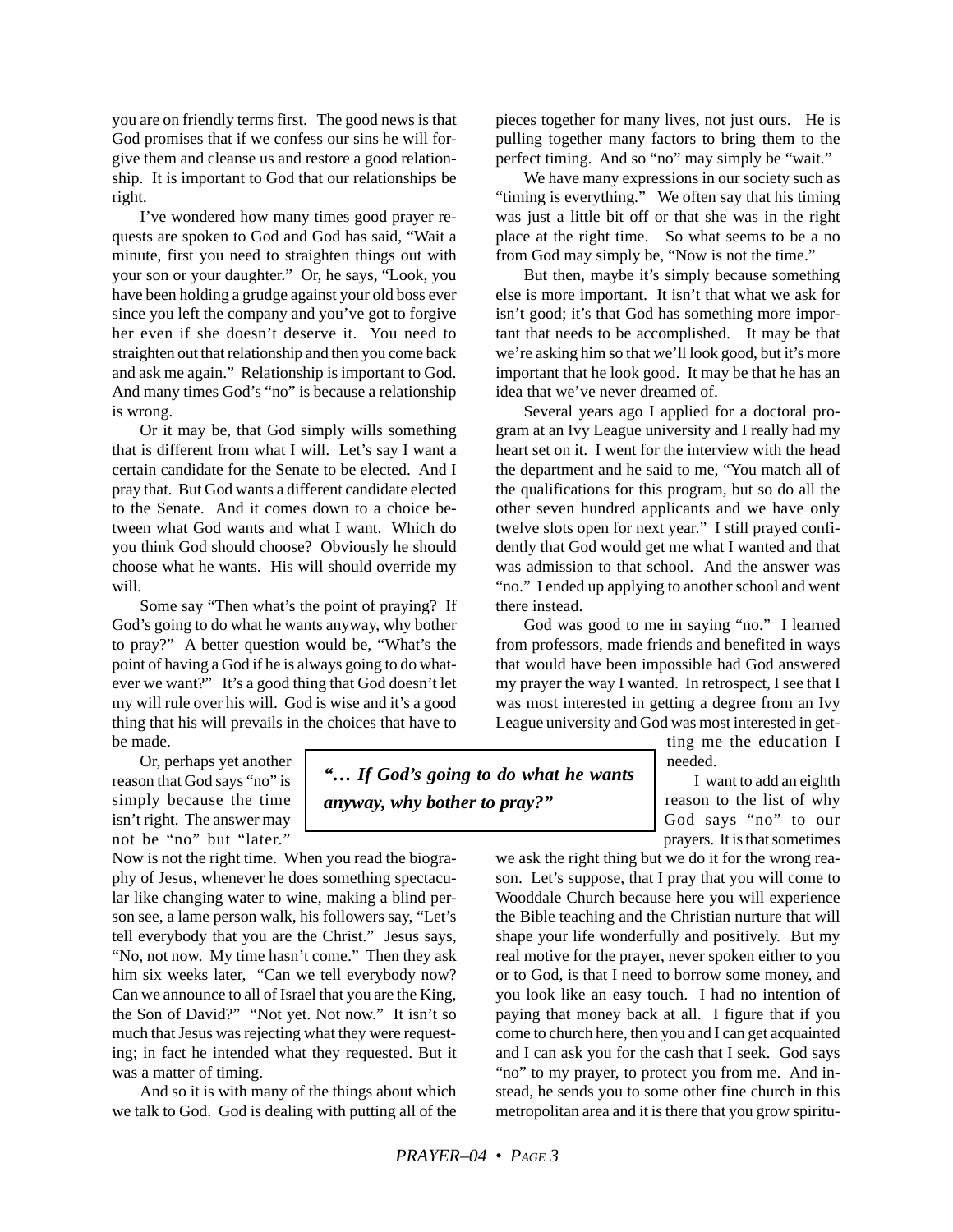you are on friendly terms first. The good news is that God promises that if we confess our sins he will forgive them and cleanse us and restore a good relationship. It is important to God that our relationships be right.

I've wondered how many times good prayer requests are spoken to God and God has said, "Wait a minute, first you need to straighten things out with your son or your daughter." Or, he says, "Look, you have been holding a grudge against your old boss ever since you left the company and you've got to forgive her even if she doesn't deserve it. You need to straighten out that relationship and then you come back and ask me again." Relationship is important to God. And many times God's "no" is because a relationship is wrong.

Or it may be, that God simply wills something that is different from what I will. Let's say I want a certain candidate for the Senate to be elected. And I pray that. But God wants a different candidate elected to the Senate. And it comes down to a choice between what God wants and what I want. Which do you think God should choose? Obviously he should choose what he wants. His will should override my will.

Some say "Then what's the point of praying? If God's going to do what he wants anyway, why bother to pray?" A better question would be, "What's the point of having a God if he is always going to do whatever we want?" It's a good thing that God doesn't let my will rule over his will. God is wise and it's a good thing that his will prevails in the choices that have to be made.

> ***"… If God's going to do what he wants anyway, why bother to pray?"***

Or, perhaps yet another reason that God says "no" is simply because the time isn't right. The answer may not be "no" but "later." Now is not the right time. When you read the biography of Jesus, whenever he does something spectacular like changing water to wine, making a blind person see, a lame person walk, his followers say, "Let's tell everybody that you are the Christ." Jesus says, "No, not now. My time hasn't come." Then they ask him six weeks later, "Can we tell everybody now? Can we announce to all of Israel that you are the King, the Son of David?" "Not yet. Not now." It isn't so much that Jesus was rejecting what they were requesting; in fact he intended what they requested. But it was a matter of timing.

And so it is with many of the things about which we talk to God. God is dealing with putting all of the pieces together for many lives, not just ours. He is pulling together many factors to bring them to the perfect timing. And so "no" may simply be "wait."

We have many expressions in our society such as "timing is everything." We often say that his timing was just a little bit off or that she was in the right place at the right time. So what seems to be a no from God may simply be, "Now is not the time."

But then, maybe it's simply because something else is more important. It isn't that what we ask for isn't good; it's that God has something more important that needs to be accomplished. It may be that we're asking him so that we'll look good, but it's more important that he look good. It may be that he has an idea that we've never dreamed of.

Several years ago I applied for a doctoral program at an Ivy League university and I really had my heart set on it. I went for the interview with the head the department and he said to me, "You match all of the qualifications for this program, but so do all the other seven hundred applicants and we have only twelve slots open for next year." I still prayed confidently that God would get me what I wanted and that was admission to that school. And the answer was "no." I ended up applying to another school and went there instead.

God was good to me in saying "no." I learned from professors, made friends and benefited in ways that would have been impossible had God answered my prayer the way I wanted. In retrospect, I see that I was most interested in getting a degree from an Ivy League university and God was most interested in getting me the education I needed.

I want to add an eighth reason to the list of why God says "no" to our prayers. It is that sometimes we ask the right thing but we do it for the wrong reason. Let's suppose, that I pray that you will come to Wooddale Church because here you will experience the Bible teaching and the Christian nurture that will shape your life wonderfully and positively. But my real motive for the prayer, never spoken either to you or to God, is that I need to borrow some money, and you look like an easy touch. I had no intention of paying that money back at all. I figure that if you come to church here, then you and I can get acquainted and I can ask you for the cash that I seek. God says "no" to my prayer, to protect you from me. And instead, he sends you to some other fine church in this metropolitan area and it is there that you grow spiritu-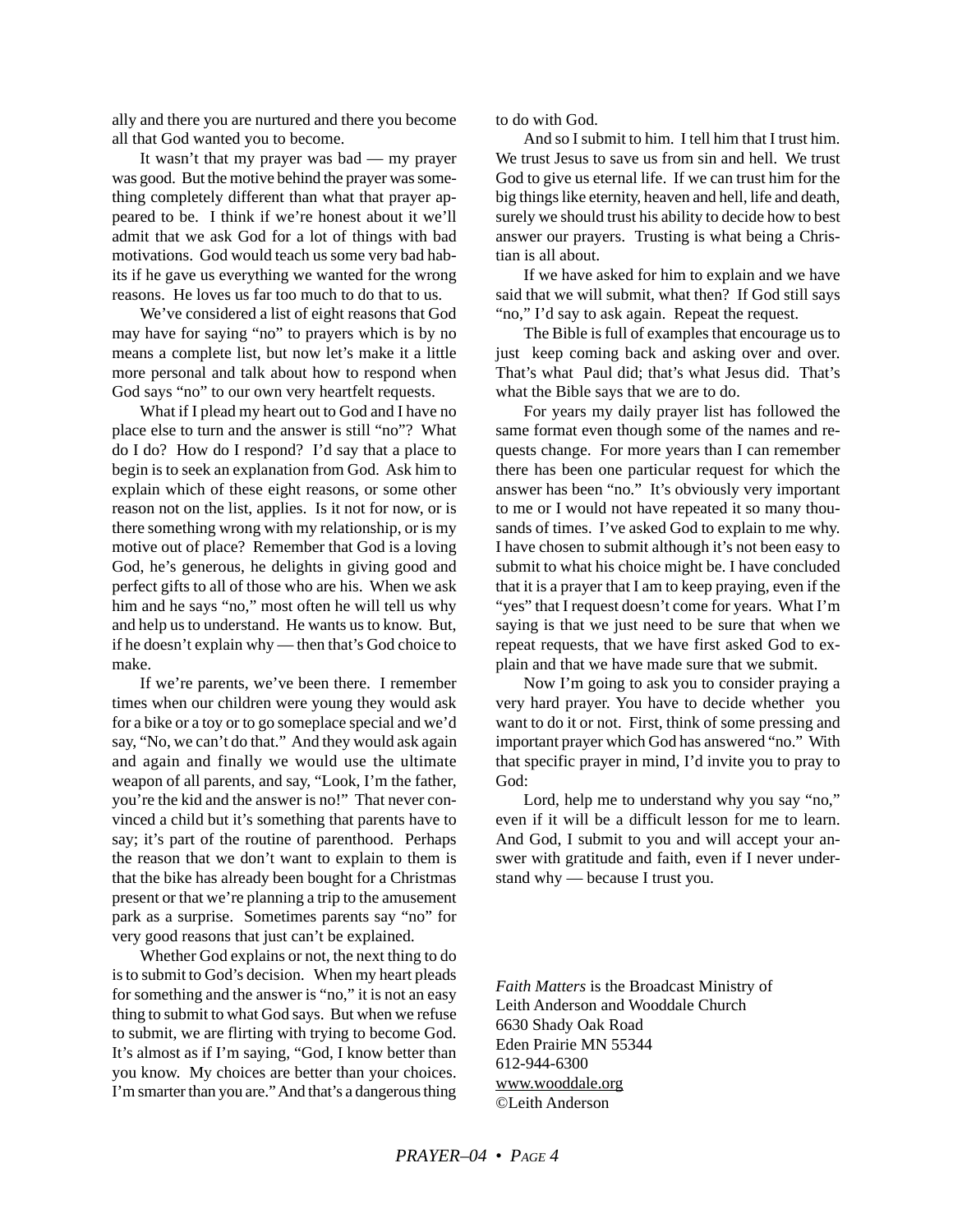ally and there you are nurtured and there you become all that God wanted you to become.

It wasn't that my prayer was bad — my prayer was good. But the motive behind the prayer was something completely different than what that prayer appeared to be. I think if we're honest about it we'll admit that we ask God for a lot of things with bad motivations. God would teach us some very bad habits if he gave us everything we wanted for the wrong reasons. He loves us far too much to do that to us.

We've considered a list of eight reasons that God may have for saying "no" to prayers which is by no means a complete list, but now let's make it a little more personal and talk about how to respond when God says "no" to our own very heartfelt requests.

What if I plead my heart out to God and I have no place else to turn and the answer is still "no"? What do I do? How do I respond? I'd say that a place to begin is to seek an explanation from God. Ask him to explain which of these eight reasons, or some other reason not on the list, applies. Is it not for now, or is there something wrong with my relationship, or is my motive out of place? Remember that God is a loving God, he's generous, he delights in giving good and perfect gifts to all of those who are his. When we ask him and he says "no," most often he will tell us why and help us to understand. He wants us to know. But, if he doesn't explain why — then that's God choice to make.

If we're parents, we've been there. I remember times when our children were young they would ask for a bike or a toy or to go someplace special and we'd say, "No, we can't do that." And they would ask again and again and finally we would use the ultimate weapon of all parents, and say, "Look, I'm the father, you're the kid and the answer is no!" That never convinced a child but it's something that parents have to say; it's part of the routine of parenthood. Perhaps the reason that we don't want to explain to them is that the bike has already been bought for a Christmas present or that we're planning a trip to the amusement park as a surprise. Sometimes parents say "no" for very good reasons that just can't be explained.

Whether God explains or not, the next thing to do is to submit to God's decision. When my heart pleads for something and the answer is "no," it is not an easy thing to submit to what God says. But when we refuse to submit, we are flirting with trying to become God. It's almost as if I'm saying, "God, I know better than you know. My choices are better than your choices. I'm smarter than you are." And that's a dangerous thing to do with God.

And so I submit to him. I tell him that I trust him. We trust Jesus to save us from sin and hell. We trust God to give us eternal life. If we can trust him for the big things like eternity, heaven and hell, life and death, surely we should trust his ability to decide how to best answer our prayers. Trusting is what being a Christian is all about.

If we have asked for him to explain and we have said that we will submit, what then? If God still says "no," I'd say to ask again. Repeat the request.

The Bible is full of examples that encourage us to just keep coming back and asking over and over. That's what Paul did; that's what Jesus did. That's what the Bible says that we are to do.

For years my daily prayer list has followed the same format even though some of the names and requests change. For more years than I can remember there has been one particular request for which the answer has been "no." It's obviously very important to me or I would not have repeated it so many thousands of times. I've asked God to explain to me why. I have chosen to submit although it's not been easy to submit to what his choice might be. I have concluded that it is a prayer that I am to keep praying, even if the "yes" that I request doesn't come for years. What I'm saying is that we just need to be sure that when we repeat requests, that we have first asked God to explain and that we have made sure that we submit.

Now I'm going to ask you to consider praying a very hard prayer. You have to decide whether you want to do it or not. First, think of some pressing and important prayer which God has answered "no." With that specific prayer in mind, I'd invite you to pray to God:

Lord, help me to understand why you say "no," even if it will be a difficult lesson for me to learn. And God, I submit to you and will accept your answer with gratitude and faith, even if I never understand why — because I trust you.

*Faith Matters* is the Broadcast Ministry of
Leith Anderson and Wooddale Church
6630 Shady Oak Road
Eden Prairie MN 55344
612-944-6300
www.wooddale.org
©Leith Anderson